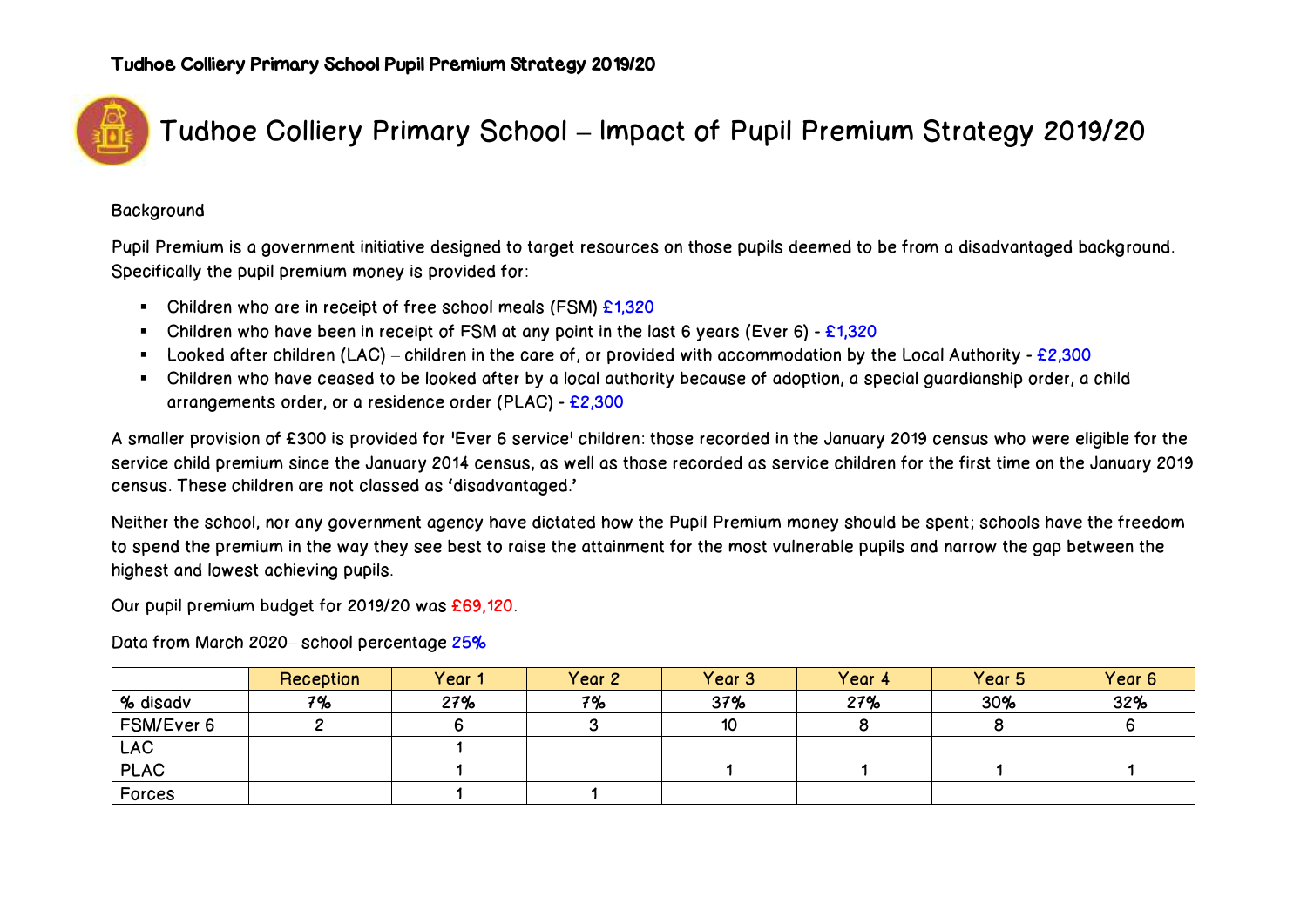Tudhoe Colliery Primary School Pupil Premium Strategy 2019/20

# Tudhoe Colliery Primary School – Impact of Pupil Premium Strategy 2019/20

## Background

Pupil Premium is a government initiative designed to target resources on those pupils deemed to be from a disadvantaged background. Specifically the pupil premium money is provided for:

- Children who are in receipt of free school meals (FSM) £1,320
- Children who have been in receipt of FSM at any point in the last 6 years (Ever 6) - £1,320
- Looked after children (LAC) – children in the care of, or provided with accommodation by the Local Authority - £2,300
- Children who have ceased to be looked after by a local authority because of adoption, a special guardianship order, a child arrangements order, or a residence order (PLAC) - £2,300

A smaller provision of £300 is provided for 'Ever 6 service' children: those recorded in the January 2019 census who were eligible for the service child premium since the January 2014 census, as well as those recorded as service children for the first time on the January 2019 census. These children are not classed as 'disadvantaged.'

Neither the school, nor any government agency have dictated how the Pupil Premium money should be spent; schools have the freedom to spend the premium in the way they see best to raise the attainment for the most vulnerable pupils and narrow the gap between the highest and lowest achieving pupils.

Our pupil premium budget for 2019/20 was £69,120.

Data from March 2020– school percentage 25%

| | Reception | Year 1 | Year 2 | Year 3 | Year 4 | Year 5 | Year 6 |
|---|---|---|---|---|---|---|---|
| % disadv | 7% | 27% | 7% | 37% | 27% | 30% | 32% |
| FSM/Ever 6 | 2 | 6 | 3 | 10 | 8 | 8 | 6 |
| LAC | | 1 | | | | | |
| PLAC | | 1 | | 1 | 1 | 1 | 1 |
| Forces | | 1 | 1 | | | | |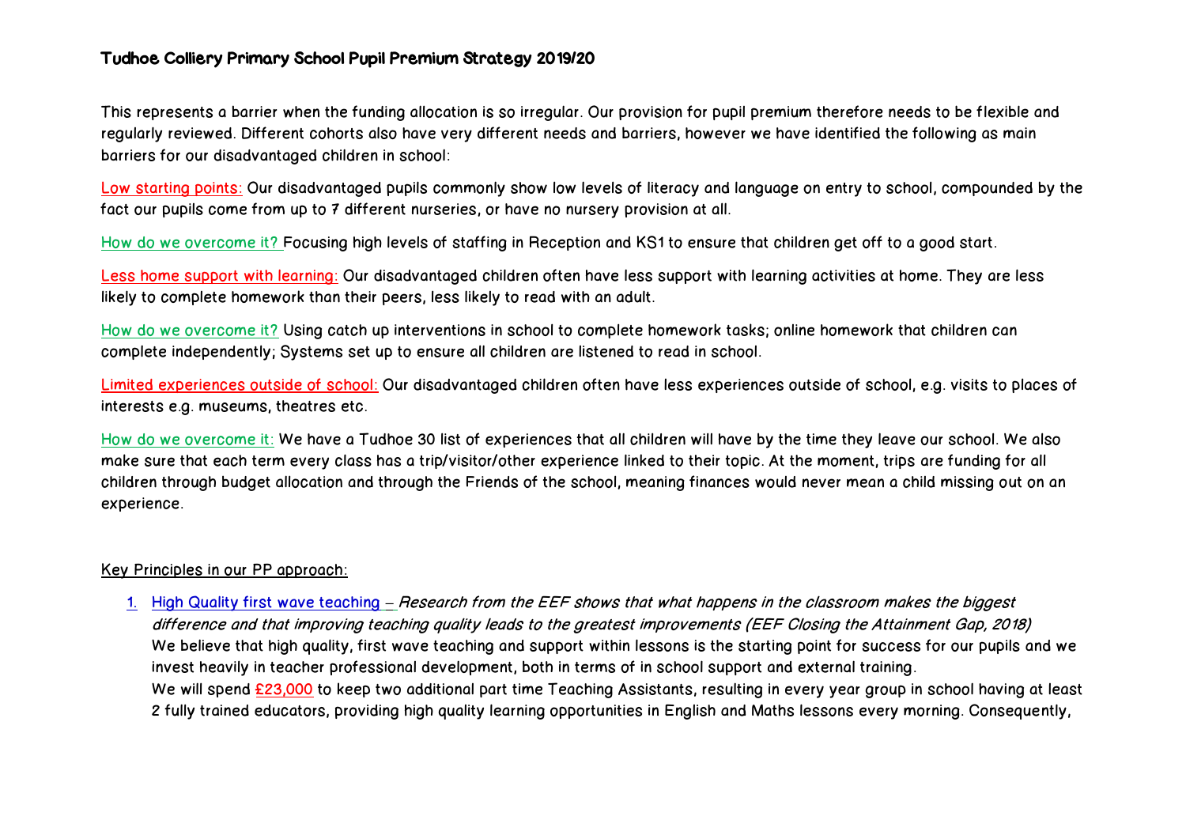# Tudhoe Colliery Primary School Pupil Premium Strategy 2019/20

This represents a barrier when the funding allocation is so irregular. Our provision for pupil premium therefore needs to be flexible and regularly reviewed. Different cohorts also have very different needs and barriers, however we have identified the following as main barriers for our disadvantaged children in school:

Low starting points: Our disadvantaged pupils commonly show low levels of literacy and language on entry to school, compounded by the fact our pupils come from up to 7 different nurseries, or have no nursery provision at all.

How do we overcome it? Focusing high levels of staffing in Reception and KS1 to ensure that children get off to a good start.

Less home support with learning: Our disadvantaged children often have less support with learning activities at home. They are less likely to complete homework than their peers, less likely to read with an adult.

How do we overcome it? Using catch up interventions in school to complete homework tasks; online homework that children can complete independently; Systems set up to ensure all children are listened to read in school.

Limited experiences outside of school: Our disadvantaged children often have less experiences outside of school, e.g. visits to places of interests e.g. museums, theatres etc.

How do we overcome it: We have a Tudhoe 30 list of experiences that all children will have by the time they leave our school. We also make sure that each term every class has a trip/visitor/other experience linked to their topic. At the moment, trips are funding for all children through budget allocation and through the Friends of the school, meaning finances would never mean a child missing out on an experience.

Key Principles in our PP approach:

1. High Quality first wave teaching – *Research from the EEF shows that what happens in the classroom makes the biggest difference and that improving teaching quality leads to the greatest improvements (EEF Closing the Attainment Gap, 2018)*
   We believe that high quality, first wave teaching and support within lessons is the starting point for success for our pupils and we invest heavily in teacher professional development, both in terms of in school support and external training.
   We will spend £23,000 to keep two additional part time Teaching Assistants, resulting in every year group in school having at least 2 fully trained educators, providing high quality learning opportunities in English and Maths lessons every morning. Consequently,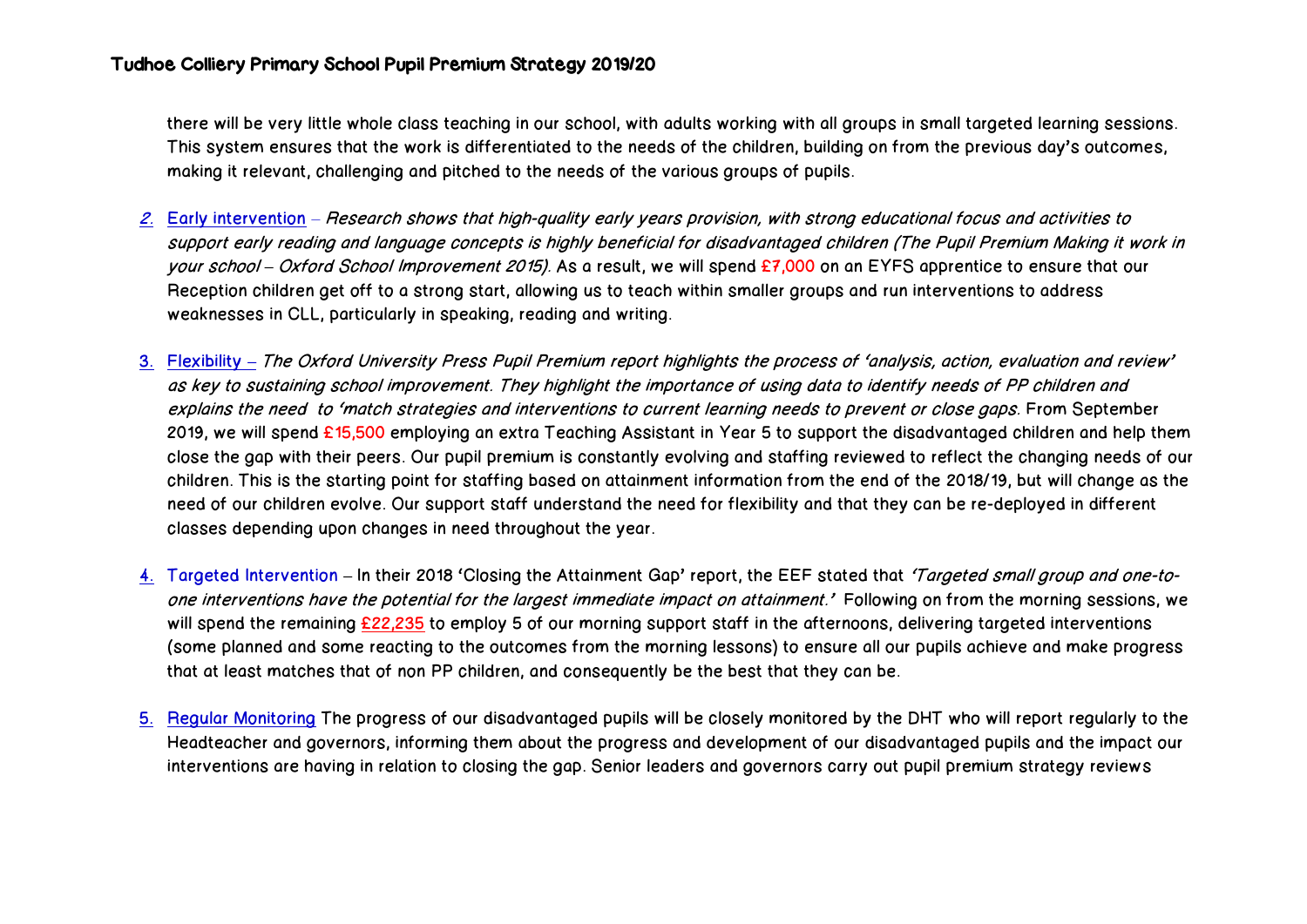there will be very little whole class teaching in our school, with adults working with all groups in small targeted learning sessions. This system ensures that the work is differentiated to the needs of the children, building on from the previous day's outcomes, making it relevant, challenging and pitched to the needs of the various groups of pupils.

2. Early intervention – *Research shows that high-quality early years provision, with strong educational focus and activities to support early reading and language concepts is highly beneficial for disadvantaged children (The Pupil Premium Making it work in your school – Oxford School Improvement 2015).* As a result, we will spend £7,000 on an EYFS apprentice to ensure that our Reception children get off to a strong start, allowing us to teach within smaller groups and run interventions to address weaknesses in CLL, particularly in speaking, reading and writing.

3. Flexibility – *The Oxford University Press Pupil Premium report highlights the process of 'analysis, action, evaluation and review' as key to sustaining school improvement. They highlight the importance of using data to identify needs of PP children and explains the need to 'match strategies and interventions to current learning needs to prevent or close gaps.* From September 2019, we will spend £15,500 employing an extra Teaching Assistant in Year 5 to support the disadvantaged children and help them close the gap with their peers. Our pupil premium is constantly evolving and staffing reviewed to reflect the changing needs of our children. This is the starting point for staffing based on attainment information from the end of the 2018/19, but will change as the need of our children evolve. Our support staff understand the need for flexibility and that they can be re-deployed in different classes depending upon changes in need throughout the year.

4. Targeted Intervention – In their 2018 'Closing the Attainment Gap' report, the EEF stated that *'Targeted small group and one-to-one interventions have the potential for the largest immediate impact on attainment.'* Following on from the morning sessions, we will spend the remaining £22,235 to employ 5 of our morning support staff in the afternoons, delivering targeted interventions (some planned and some reacting to the outcomes from the morning lessons) to ensure all our pupils achieve and make progress that at least matches that of non PP children, and consequently be the best that they can be.

5. Regular Monitoring The progress of our disadvantaged pupils will be closely monitored by the DHT who will report regularly to the Headteacher and governors, informing them about the progress and development of our disadvantaged pupils and the impact our interventions are having in relation to closing the gap. Senior leaders and governors carry out pupil premium strategy reviews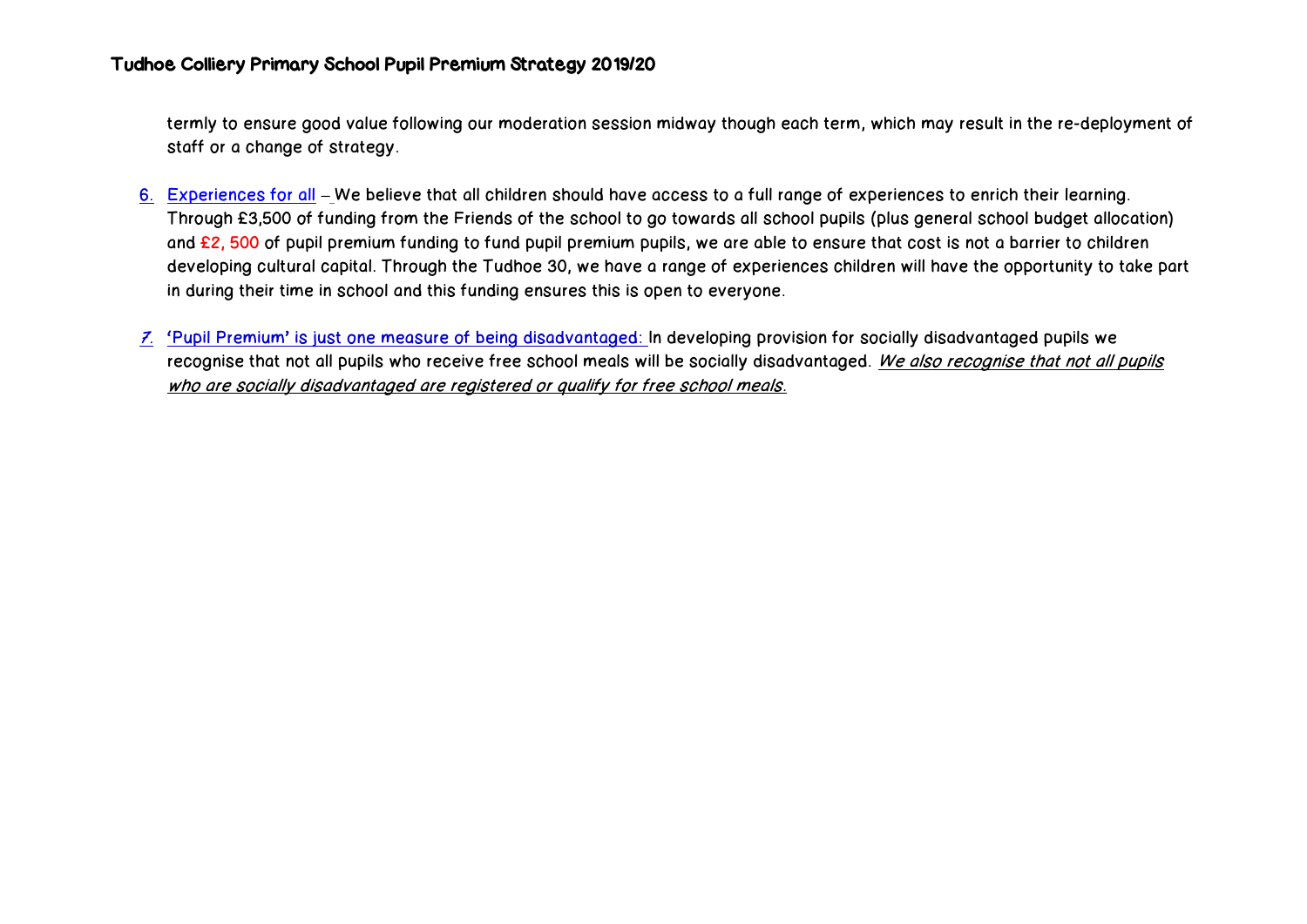termly to ensure good value following our moderation session midway though each term, which may result in the re-deployment of staff or a change of strategy.

6. Experiences for all – We believe that all children should have access to a full range of experiences to enrich their learning. Through £3,500 of funding from the Friends of the school to go towards all school pupils (plus general school budget allocation) and £2, 500 of pupil premium funding to fund pupil premium pupils, we are able to ensure that cost is not a barrier to children developing cultural capital. Through the Tudhoe 30, we have a range of experiences children will have the opportunity to take part in during their time in school and this funding ensures this is open to everyone.

7. 'Pupil Premium' is just one measure of being disadvantaged: In developing provision for socially disadvantaged pupils we recognise that not all pupils who receive free school meals will be socially disadvantaged. *We also recognise that not all pupils who are socially disadvantaged are registered or qualify for free school meals.*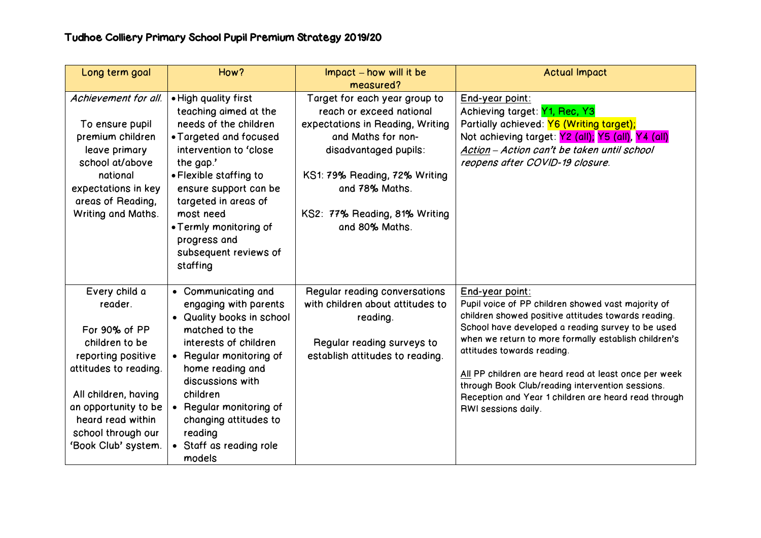# Tudhoe Colliery Primary School Pupil Premium Strategy 2019/20

| Long term goal | How? | Impact – how will it be measured? | Actual Impact |
|---|---|---|---|
| *Achievement for all.*<br><br>To ensure pupil premium children leave primary school at/above national expectations in key areas of Reading, Writing and Maths. | • High quality first teaching aimed at the needs of the children<br>• Targeted and focused intervention to 'close the gap.'<br>• Flexible staffing to ensure support can be targeted in areas of most need<br>• Termly monitoring of progress and subsequent reviews of staffing | Target for each year group to reach or exceed national expectations in Reading, Writing and Maths for non-disadvantaged pupils:<br><br>KS1: 79% Reading, 72% Writing and 78% Maths.<br><br>KS2: 77% Reading, 81% Writing and 80% Maths. | End-year point:<br>Achieving target: Y1, Rec, Y3<br>Partially achieved: Y6 (Writing target);<br>Not achieving target: Y2 (all), Y5 (all), Y4 (all)<br>*Action – Action can't be taken until school reopens after COVID-19 closure.* |
| Every child a reader.<br><br>For 90% of PP children to be reporting positive attitudes to reading.<br><br>All children, having an opportunity to be heard read within school through our 'Book Club' system. | • Communicating and engaging with parents<br>• Quality books in school matched to the interests of children<br>• Regular monitoring of home reading and discussions with children<br>• Regular monitoring of changing attitudes to reading<br>• Staff as reading role models | Regular reading conversations with children about attitudes to reading.<br><br>Regular reading surveys to establish attitudes to reading. | End-year point:<br>Pupil voice of PP children showed vast majority of children showed positive attitudes towards reading. School have developed a reading survey to be used when we return to more formally establish children's attitudes towards reading.<br><br>All PP children are heard read at least once per week through Book Club/reading intervention sessions. Reception and Year 1 children are heard read through RWI sessions daily. |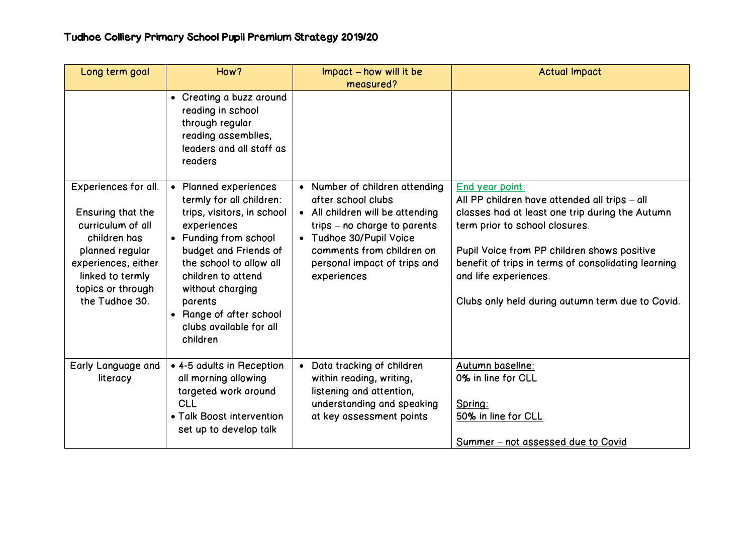# Tudhoe Colliery Primary School Pupil Premium Strategy 2019/20

| Long term goal | How? | Impact – how will it be measured? | Actual Impact |
|---|---|---|---|
| | • Creating a buzz around reading in school through regular reading assemblies, leaders and all staff as readers | | |
| Experiences for all.<br><br>Ensuring that the curriculum of all children has planned regular experiences, either linked to termly topics or through the Tudhoe 30. | • Planned experiences termly for all children: trips, visitors, in school experiences<br>• Funding from school budget and Friends of the school to allow all children to attend without charging parents<br>• Range of after school clubs available for all children | • Number of children attending after school clubs<br>• All children will be attending trips – no charge to parents<br>• Tudhoe 30/Pupil Voice comments from children on personal impact of trips and experiences | End year point:<br>All PP children have attended all trips – all classes had at least one trip during the Autumn term prior to school closures.<br><br>Pupil Voice from PP children shows positive benefit of trips in terms of consolidating learning and life experiences.<br><br>Clubs only held during autumn term due to Covid. |
| Early Language and literacy | • 4-5 adults in Reception all morning allowing targeted work around CLL<br>• Talk Boost intervention set up to develop talk | • Data tracking of children within reading, writing, listening and attention, understanding and speaking at key assessment points | Autumn baseline:<br>0% in line for CLL<br><br>Spring:<br>50% in line for CLL<br><br>Summer – not assessed due to Covid |